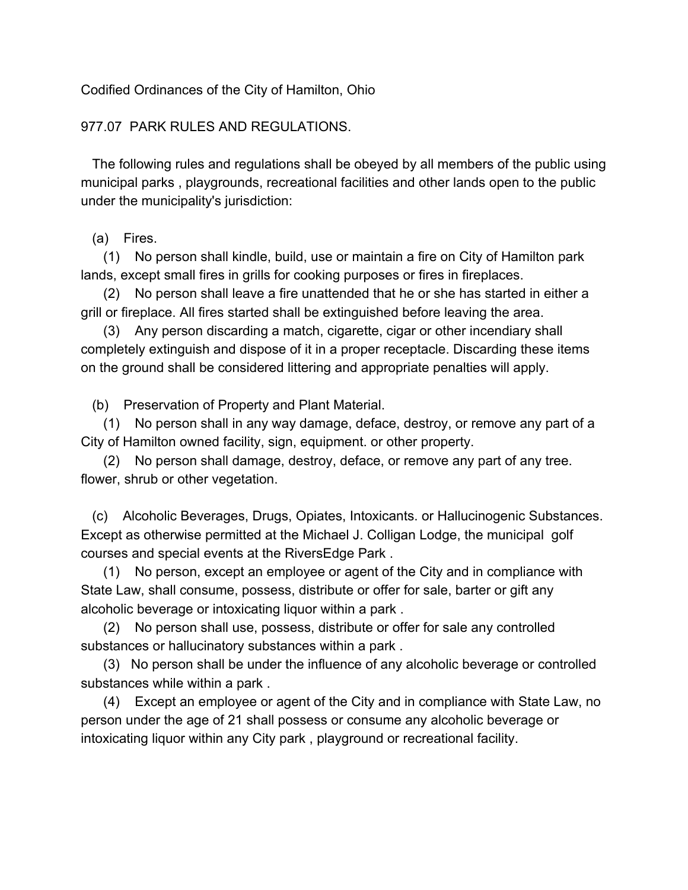Codified Ordinances of the City of Hamilton, Ohio

## 977.07 PARK RULES AND REGULATIONS.

The following rules and regulations shall be obeyed by all members of the public using municipal parks , playgrounds, recreational facilities and other lands open to the public under the municipality's jurisdiction:

(a) Fires.

(1) No person shall kindle, build, use or maintain a fire on City of Hamilton park lands, except small fires in grills for cooking purposes or fires in fireplaces.

(2) No person shall leave a fire unattended that he or she has started in either a grill or fireplace. All fires started shall be extinguished before leaving the area.

(3) Any person discarding a match, cigarette, cigar or other incendiary shall completely extinguish and dispose of it in a proper receptacle. Discarding these items on the ground shall be considered littering and appropriate penalties will apply.

(b) Preservation of Property and Plant Material.

(1) No person shall in any way damage, deface, destroy, or remove any part of a City of Hamilton owned facility, sign, equipment. or other property.

(2) No person shall damage, destroy, deface, or remove any part of any tree. flower, shrub or other vegetation.

(c) Alcoholic Beverages, Drugs, Opiates, Intoxicants. or Hallucinogenic Substances. Except as otherwise permitted at the Michael J. Colligan Lodge, the municipal golf courses and special events at the RiversEdge Park .

(1) No person, except an employee or agent of the City and in compliance with State Law, shall consume, possess, distribute or offer for sale, barter or gift any alcoholic beverage or intoxicating liquor within a park .

(2) No person shall use, possess, distribute or offer for sale any controlled substances or hallucinatory substances within a park .

(3) No person shall be under the influence of any alcoholic beverage or controlled substances while within a park .

(4) Except an employee or agent of the City and in compliance with State Law, no person under the age of 21 shall possess or consume any alcoholic beverage or intoxicating liquor within any City park , playground or recreational facility.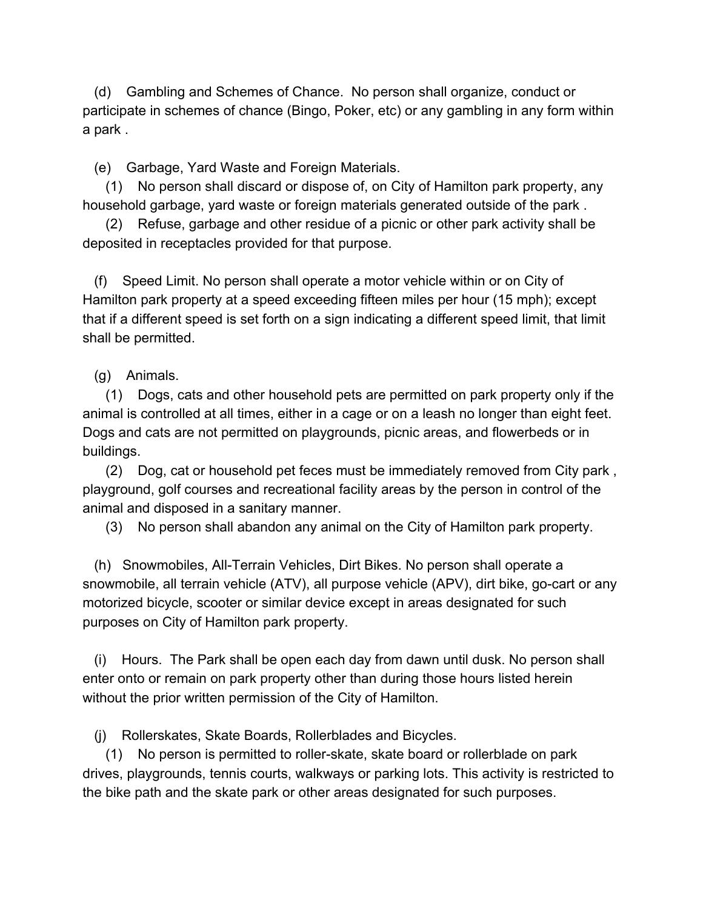(d) Gambling and Schemes of Chance. No person shall organize, conduct or participate in schemes of chance (Bingo, Poker, etc) or any gambling in any form within a park .

(e) Garbage, Yard Waste and Foreign Materials.

(1) No person shall discard or dispose of, on City of Hamilton park property, any household garbage, yard waste or foreign materials generated outside of the park .

(2) Refuse, garbage and other residue of a picnic or other park activity shall be deposited in receptacles provided for that purpose.

(f) Speed Limit. No person shall operate a motor vehicle within or on City of Hamilton park property at a speed exceeding fifteen miles per hour (15 mph); except that if a different speed is set forth on a sign indicating a different speed limit, that limit shall be permitted.

(g) Animals.

(1) Dogs, cats and other household pets are permitted on park property only if the animal is controlled at all times, either in a cage or on a leash no longer than eight feet. Dogs and cats are not permitted on playgrounds, picnic areas, and flowerbeds or in buildings.

(2) Dog, cat or household pet feces must be immediately removed from City park , playground, golf courses and recreational facility areas by the person in control of the animal and disposed in a sanitary manner.

(3) No person shall abandon any animal on the City of Hamilton park property.

(h) Snowmobiles, All-Terrain Vehicles, Dirt Bikes. No person shall operate a snowmobile, all terrain vehicle (ATV), all purpose vehicle (APV), dirt bike, go-cart or any motorized bicycle, scooter or similar device except in areas designated for such purposes on City of Hamilton park property.

(i) Hours. The Park shall be open each day from dawn until dusk. No person shall enter onto or remain on park property other than during those hours listed herein without the prior written permission of the City of Hamilton.

(j) Rollerskates, Skate Boards, Rollerblades and Bicycles.

(1) No person is permitted to roller-skate, skate board or rollerblade on park drives, playgrounds, tennis courts, walkways or parking lots. This activity is restricted to the bike path and the skate park or other areas designated for such purposes.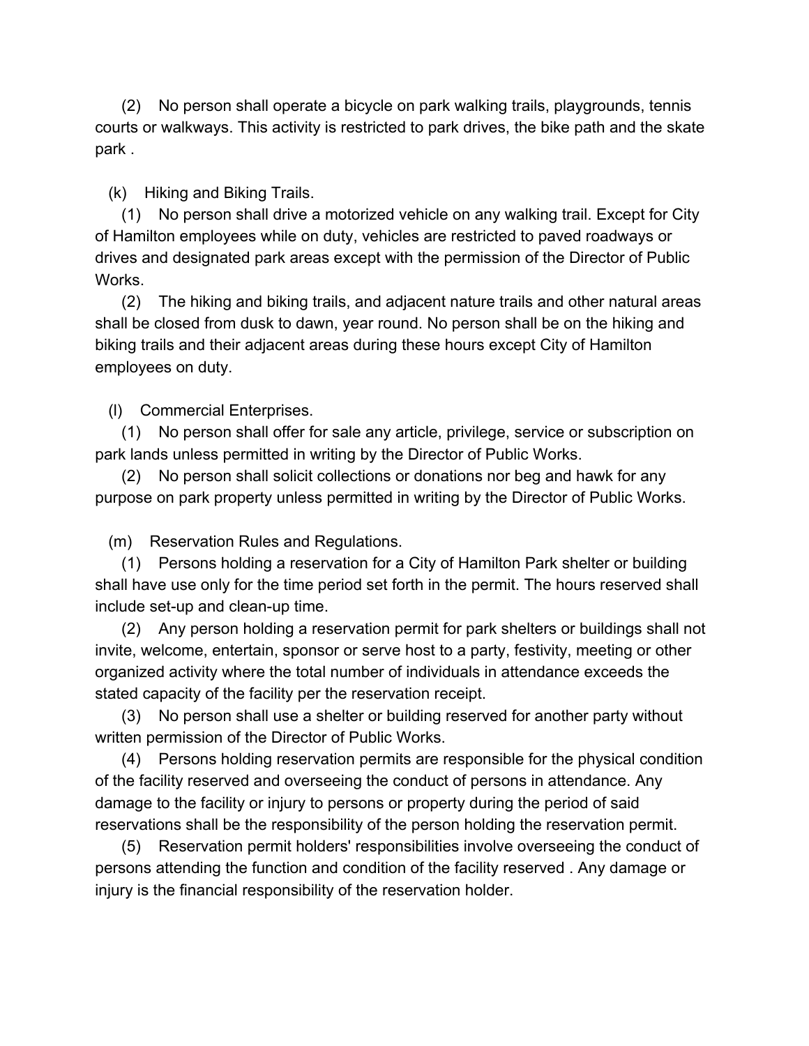(2) No person shall operate a bicycle on park walking trails, playgrounds, tennis courts or walkways. This activity is restricted to park drives, the bike path and the skate park .

(k) Hiking and Biking Trails.

(1) No person shall drive a motorized vehicle on any walking trail. Except for City of Hamilton employees while on duty, vehicles are restricted to paved roadways or drives and designated park areas except with the permission of the Director of Public Works.

(2) The hiking and biking trails, and adjacent nature trails and other natural areas shall be closed from dusk to dawn, year round. No person shall be on the hiking and biking trails and their adjacent areas during these hours except City of Hamilton employees on duty.

(l) Commercial Enterprises.

(1) No person shall offer for sale any article, privilege, service or subscription on park lands unless permitted in writing by the Director of Public Works.

(2) No person shall solicit collections or donations nor beg and hawk for any purpose on park property unless permitted in writing by the Director of Public Works.

(m) Reservation Rules and Regulations.

(1) Persons holding a reservation for a City of Hamilton Park shelter or building shall have use only for the time period set forth in the permit. The hours reserved shall include set-up and clean-up time.

(2) Any person holding a reservation permit for park shelters or buildings shall not invite, welcome, entertain, sponsor or serve host to a party, festivity, meeting or other organized activity where the total number of individuals in attendance exceeds the stated capacity of the facility per the reservation receipt.

(3) No person shall use a shelter or building reserved for another party without written permission of the Director of Public Works.

(4) Persons holding reservation permits are responsible for the physical condition of the facility reserved and overseeing the conduct of persons in attendance. Any damage to the facility or injury to persons or property during the period of said reservations shall be the responsibility of the person holding the reservation permit.

(5) Reservation permit holders' responsibilities involve overseeing the conduct of persons attending the function and condition of the facility reserved . Any damage or injury is the financial responsibility of the reservation holder.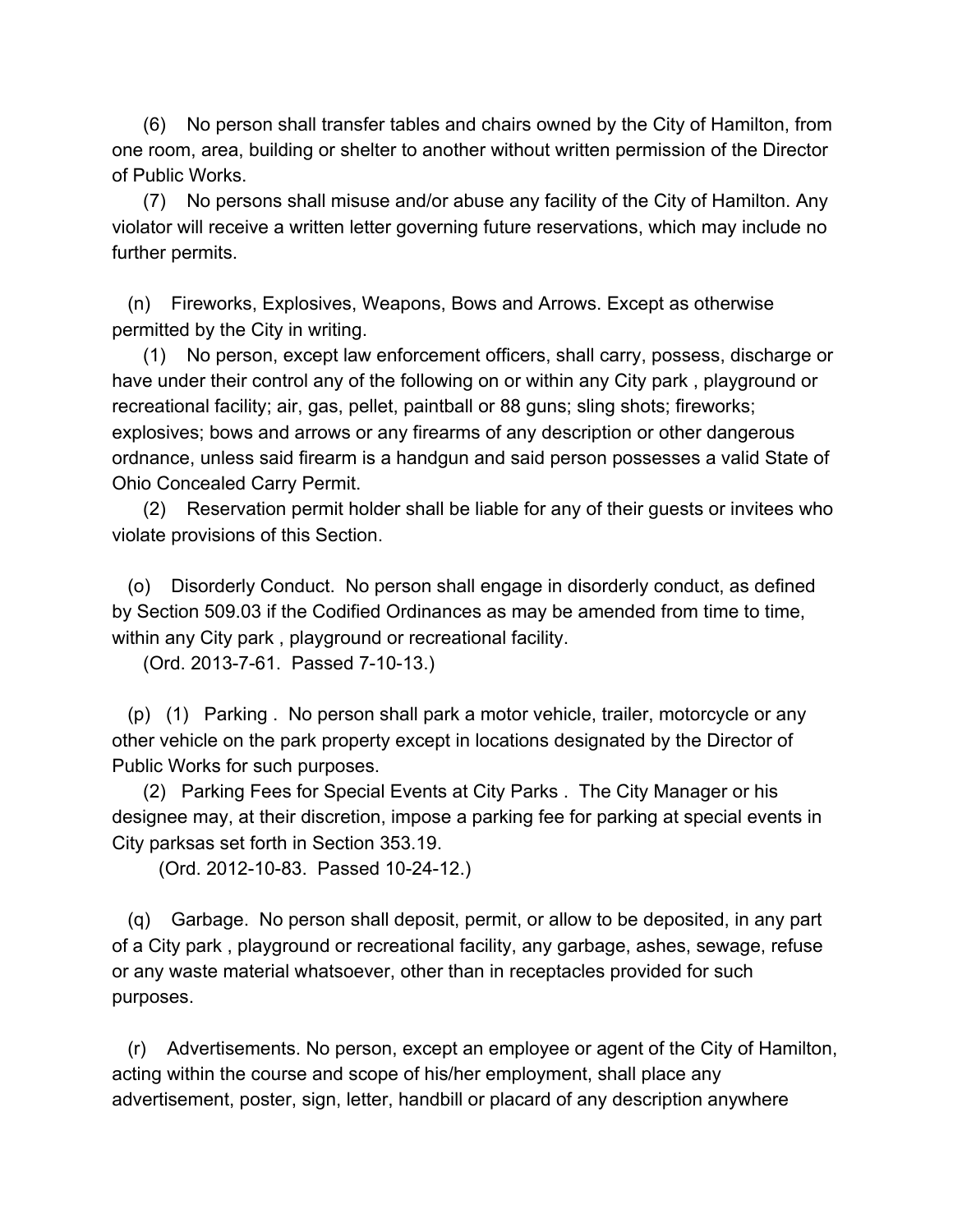(6) No person shall transfer tables and chairs owned by the City of Hamilton, from one room, area, building or shelter to another without written permission of the Director of Public Works.

(7) No persons shall misuse and/or abuse any facility of the City of Hamilton. Any violator will receive a written letter governing future reservations, which may include no further permits.

(n) Fireworks, Explosives, Weapons, Bows and Arrows. Except as otherwise permitted by the City in writing.

(1) No person, except law enforcement officers, shall carry, possess, discharge or have under their control any of the following on or within any City park , playground or recreational facility; air, gas, pellet, paintball or 88 guns; sling shots; fireworks; explosives; bows and arrows or any firearms of any description or other dangerous ordnance, unless said firearm is a handgun and said person possesses a valid State of Ohio Concealed Carry Permit.

(2) Reservation permit holder shall be liable for any of their guests or invitees who violate provisions of this Section.

(o) Disorderly Conduct. No person shall engage in disorderly conduct, as defined by Section 509.03 if the Codified Ordinances as may be amended from time to time, within any City park , playground or recreational facility.

(Ord. 2013-7-61. Passed 7-10-13.)

(p) (1) Parking . No person shall park a motor vehicle, trailer, motorcycle or any other vehicle on the park property except in locations designated by the Director of Public Works for such purposes.

(2) Parking Fees for Special Events at City Parks . The City Manager or his designee may, at their discretion, impose a parking fee for parking at special events in City parksas set forth in Section 353.19.

(Ord. 2012-10-83. Passed 10-24-12.)

(q) Garbage. No person shall deposit, permit, or allow to be deposited, in any part of a City park , playground or recreational facility, any garbage, ashes, sewage, refuse or any waste material whatsoever, other than in receptacles provided for such purposes.

(r) Advertisements. No person, except an employee or agent of the City of Hamilton, acting within the course and scope of his/her employment, shall place any advertisement, poster, sign, letter, handbill or placard of any description anywhere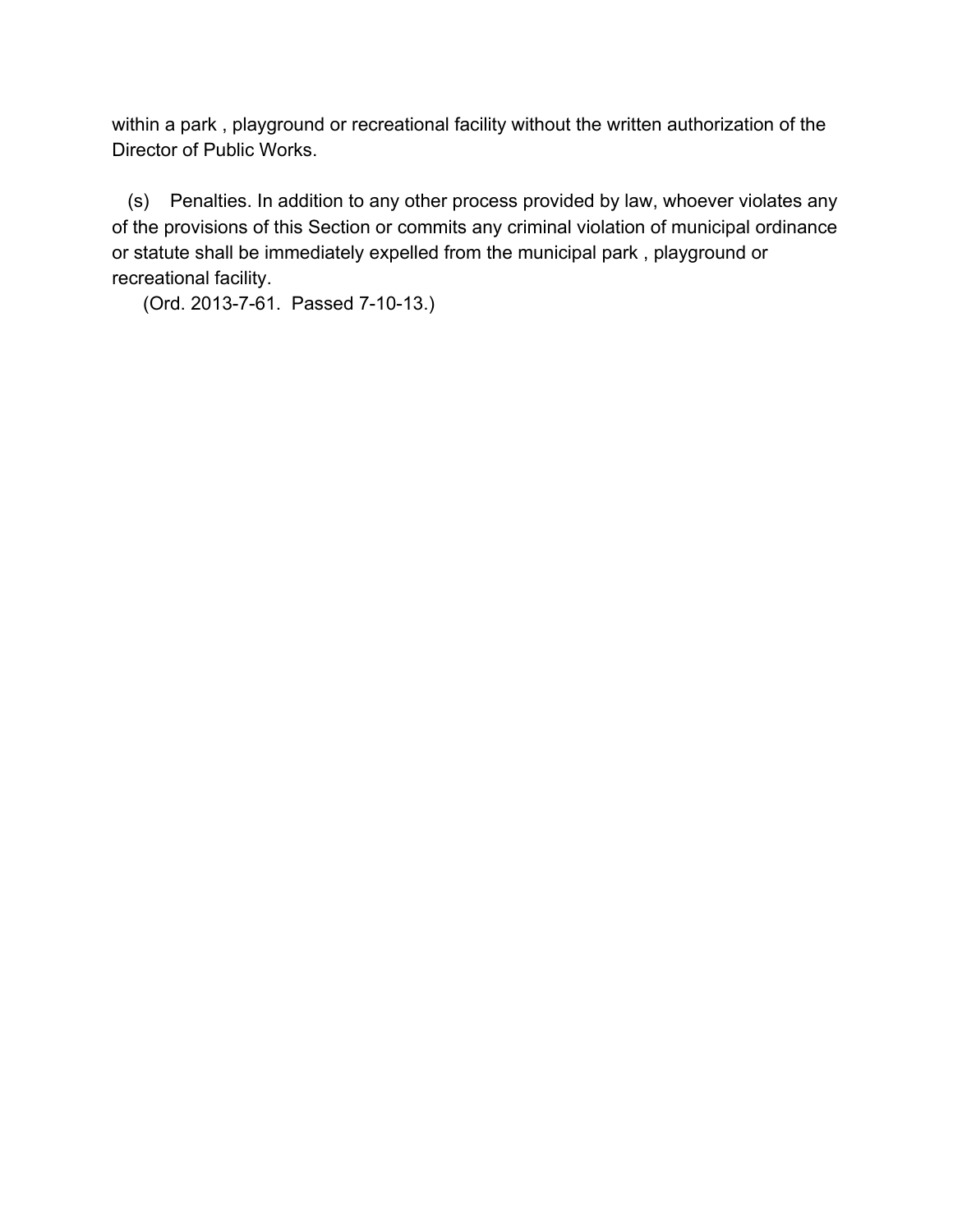within a park , playground or recreational facility without the written authorization of the Director of Public Works.

(s) Penalties. In addition to any other process provided by law, whoever violates any of the provisions of this Section or commits any criminal violation of municipal ordinance or statute shall be immediately expelled from the municipal park , playground or recreational facility.

(Ord. 2013-7-61. Passed 7-10-13.)